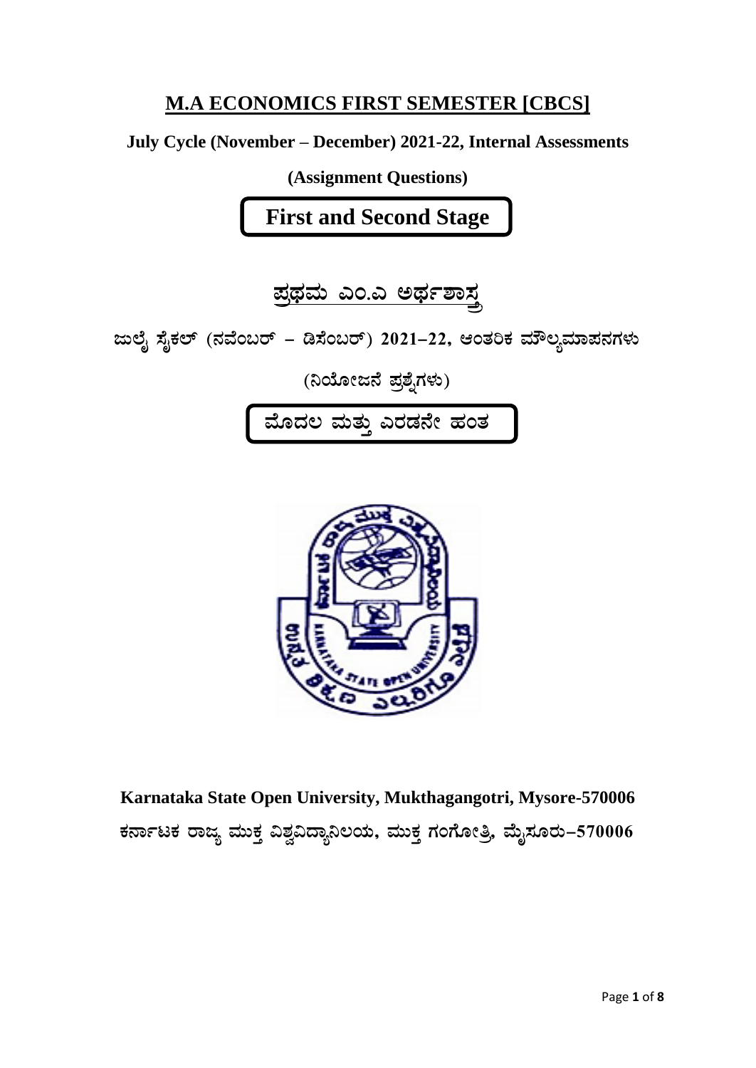# M.A ECONOMICS FIRST SEMESTER [CBCS]

**July Cycle (November – December) 2021-22, Internal Assessments**

**(Assignment Questions)**

## First and Second Stage

# ಪ್ರಥಮ ಎಂ.ಎ ಅರ್ಥಶಾಸ್ತ್ರ

**ಜುಲೈ ಸೈಕಲ್ (ನವೆಂಬರ್ – ಡಿಸೆಂಬರ್) 2021–22, ಆಂತರಿಕ ಮೌಲ್ಯಮಾಪನಗಳು**

**(ನಿಯೋಜನೆ ಪ್ರಶ್ನೆಗಳು)**

## ಮೊದಲ ಮತ್ತು ಎರಡನೇ ಹಂತ

**Karnataka State Open University, Mukthagangotri, Mysore-570006**

**ಕರ್ನಾಟಕ ರಾಜ್ಯ ಮುಕ್ತ ವಿಶ್ವವಿದ್ಯಾನಿಲಯ, ಮುಕ್ತ ಗಂಗೋತ್ರಿ, ಮೈಸೂರು–570006**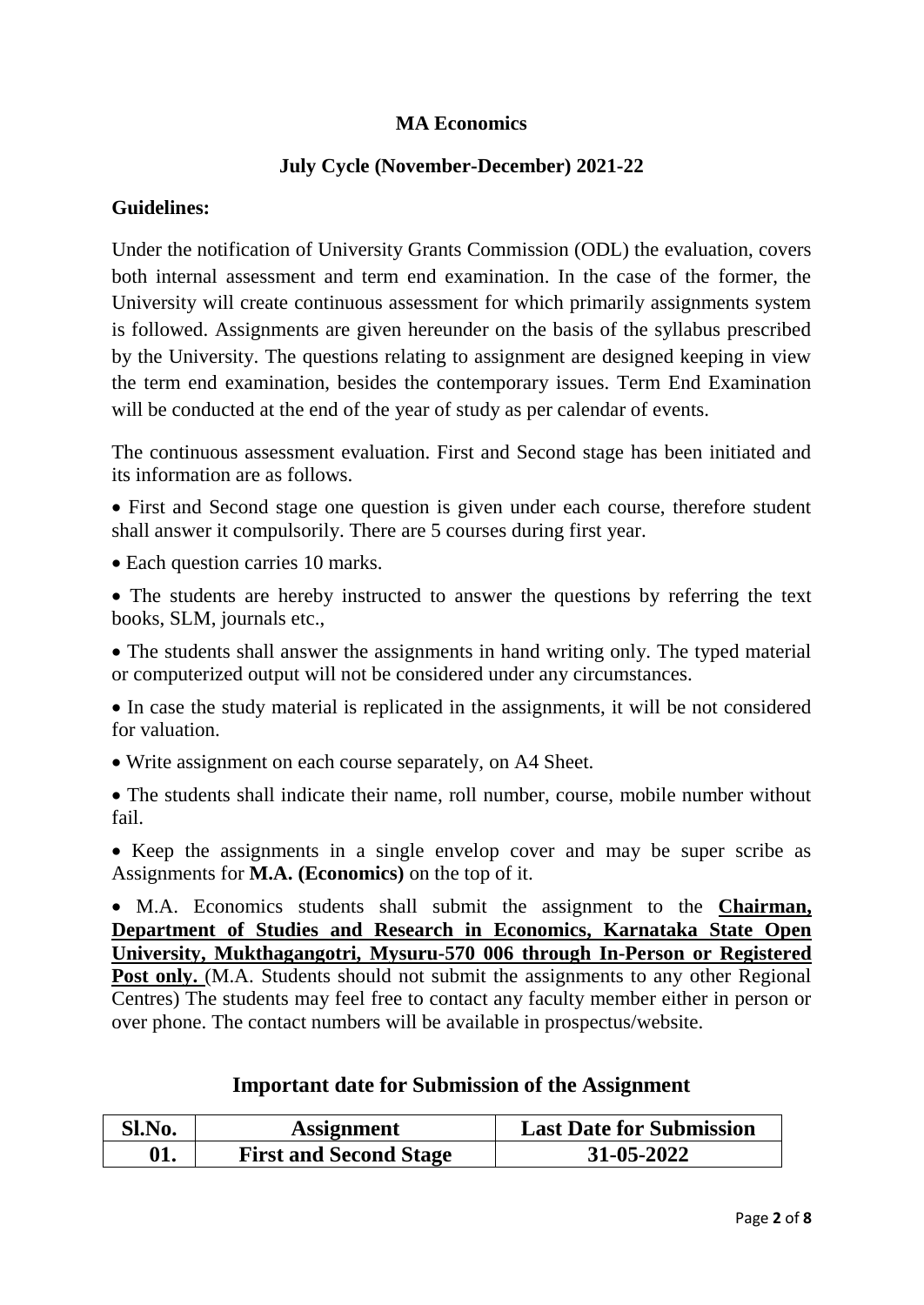**MA Economics**

**July Cycle (November-December) 2021-22**

**Guidelines:**

Under the notification of University Grants Commission (ODL) the evaluation, covers both internal assessment and term end examination. In the case of the former, the University will create continuous assessment for which primarily assignments system is followed. Assignments are given hereunder on the basis of the syllabus prescribed by the University. The questions relating to assignment are designed keeping in view the term end examination, besides the contemporary issues. Term End Examination will be conducted at the end of the year of study as per calendar of events.

The continuous assessment evaluation. First and Second stage has been initiated and its information are as follows.

- First and Second stage one question is given under each course, therefore student shall answer it compulsorily. There are 5 courses during first year.
- Each question carries 10 marks.
- The students are hereby instructed to answer the questions by referring the text books, SLM, journals etc.,
- The students shall answer the assignments in hand writing only. The typed material or computerized output will not be considered under any circumstances.
- In case the study material is replicated in the assignments, it will be not considered for valuation.
- Write assignment on each course separately, on A4 Sheet.
- The students shall indicate their name, roll number, course, mobile number without fail.
- Keep the assignments in a single envelop cover and may be super scribe as Assignments for **M.A. (Economics)** on the top of it.
- M.A. Economics students shall submit the assignment to the **Chairman, Department of Studies and Research in Economics, Karnataka State Open University, Mukthagangotri, Mysuru-570 006 through In-Person or Registered Post only.** (M.A. Students should not submit the assignments to any other Regional Centres) The students may feel free to contact any faculty member either in person or over phone. The contact numbers will be available in prospectus/website.

## Important date for Submission of the Assignment

| Sl.No. | Assignment | Last Date for Submission |
|---|---|---|
| 01. | First and Second Stage | 31-05-2022 |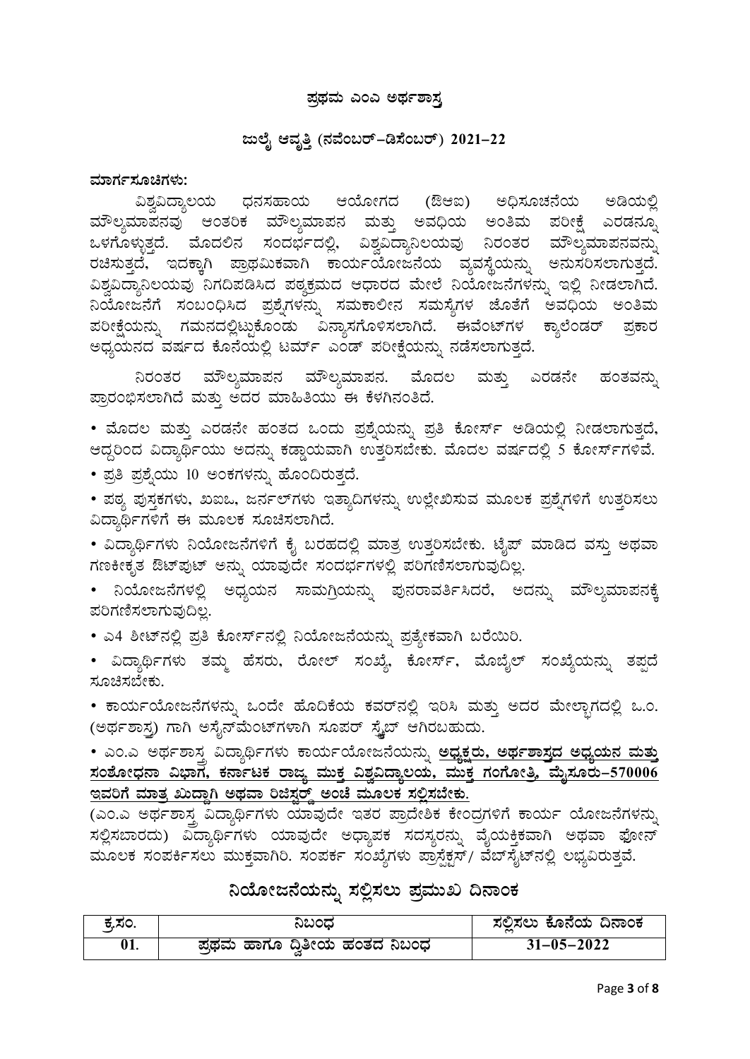## ಪ್ರಥಮ ಎಂಎ ಅರ್ಥಶಾಸ್ತ್ರ

## ಜುಲೈ ಆವೃತ್ತಿ (ನವೆಂಬರ್–ಡಿಸೆಂಬರ್) 2021–22

**ಮಾರ್ಗಸೂಚಿಗಳು:**

ವಿಶ್ವವಿದ್ಯಾಲಯ ಧನಸಹಾಯ ಆಯೋಗದ (ಔಆಐ) ಅಧಿಸೂಚನೆಯ ಅಡಿಯಲ್ಲಿ ಮೌಲ್ಯಮಾಪನವು ಆಂತರಿಕ ಮೌಲ್ಯಮಾಪನ ಮತ್ತು ಅವಧಿಯ ಅಂತಿಮ ಪರೀಕ್ಷೆ ಎರಡನ್ನೂ ಒಳಗೊಳ್ಳುತ್ತದೆ. ಮೊದಲಿನ ಸಂದರ್ಭದಲ್ಲಿ, ವಿಶ್ವವಿದ್ಯಾನಿಲಯವು ನಿರಂತರ ಮೌಲ್ಯಮಾಪನವನ್ನು ರಚಿಸುತ್ತದೆ, ಇದಕ್ಕಾಗಿ ಪ್ರಾಥಮಿಕವಾಗಿ ಕಾರ್ಯಯೋಜನೆಯ ವ್ಯವಸ್ಥೆಯನ್ನು ಅನುಸರಿಸಲಾಗುತ್ತದೆ. ವಿಶ್ವವಿದ್ಯಾನಿಲಯವು ನಿಗದಿಪಡಿಸಿದ ಪಠ್ಯಕ್ರಮದ ಆಧಾರದ ಮೇಲೆ ನಿಯೋಜನೆಗಳನ್ನು ಇಲ್ಲಿ ನೀಡಲಾಗಿದೆ. ನಿಯೋಜನೆಗೆ ಸಂಬಂಧಿಸಿದ ಪ್ರಶ್ನೆಗಳನ್ನು ಸಮಕಾಲೀನ ಸಮಸ್ಯೆಗಳ ಜೊತೆಗೆ ಅವಧಿಯ ಅಂತಿಮ ಪರೀಕ್ಷೆಯನ್ನು ಗಮನದಲ್ಲಿಟ್ಟುಕೊಂಡು ವಿನ್ಯಾಸಗೊಳಿಸಲಾಗಿದೆ. ಈವೆಂಟ್‌ಗಳ ಕ್ಯಾಲೆಂಡರ್ ಪ್ರಕಾರ ಅಧ್ಯಯನದ ವರ್ಷದ ಕೊನೆಯಲ್ಲಿ ಟರ್ಮ್ ಎಂಡ್ ಪರೀಕ್ಷೆಯನ್ನು ನಡೆಸಲಾಗುತ್ತದೆ.

ನಿರಂತರ ಮೌಲ್ಯಮಾಪನ ಮೌಲ್ಯಮಾಪನ. ಮೊದಲ ಮತ್ತು ಎರಡನೇ ಹಂತವನ್ನು ಪ್ರಾರಂಭಿಸಲಾಗಿದೆ ಮತ್ತು ಅದರ ಮಾಹಿತಿಯು ಈ ಕೆಳಗಿನಂತಿದೆ.

- ಮೊದಲ ಮತ್ತು ಎರಡನೇ ಹಂತದ ಒಂದು ಪ್ರಶ್ನೆಯನ್ನು ಪ್ರತಿ ಕೋರ್ಸ್ ಅಡಿಯಲ್ಲಿ ನೀಡಲಾಗುತ್ತದೆ, ಆದ್ದರಿಂದ ವಿದ್ಯಾರ್ಥಿಯು ಅದನ್ನು ಕಡ್ಡಾಯವಾಗಿ ಉತ್ತರಿಸಬೇಕು. ಮೊದಲ ವರ್ಷದಲ್ಲಿ 5 ಕೋರ್ಸ್‌ಗಳಿವೆ.
- ಪ್ರತಿ ಪ್ರಶ್ನೆಯು 10 ಅಂಕಗಳನ್ನು ಹೊಂದಿರುತ್ತದೆ.
- ಪಠ್ಯ ಪುಸ್ತಕಗಳು, ಖಐಒ, ಜರ್ನಲ್‌ಗಳು ಇತ್ಯಾದಿಗಳನ್ನು ಉಲ್ಲೇಖಿಸುವ ಮೂಲಕ ಪ್ರಶ್ನೆಗಳಿಗೆ ಉತ್ತರಿಸಲು ವಿದ್ಯಾರ್ಥಿಗಳಿಗೆ ಈ ಮೂಲಕ ಸೂಚಿಸಲಾಗಿದೆ.
- ವಿದ್ಯಾರ್ಥಿಗಳು ನಿಯೋಜನೆಗಳಿಗೆ ಕೈ ಬರಹದಲ್ಲಿ ಮಾತ್ರ ಉತ್ತರಿಸಬೇಕು. ಟೈಪ್ ಮಾಡಿದ ವಸ್ತು ಅಥವಾ ಗಣಕೀಕೃತ ಔಟ್‌ಪುಟ್ ಅನ್ನು ಯಾವುದೇ ಸಂದರ್ಭಗಳಲ್ಲಿ ಪರಿಗಣಿಸಲಾಗುವುದಿಲ್ಲ.
- ನಿಯೋಜನೆಗಳಲ್ಲಿ ಅಧ್ಯಯನ ಸಾಮಗ್ರಿಯನ್ನು ಪುನರಾವರ್ತಿಸಿದರೆ, ಅದನ್ನು ಮೌಲ್ಯಮಾಪನಕ್ಕೆ ಪರಿಗಣಿಸಲಾಗುವುದಿಲ್ಲ.
- ಎ4 ಶೀಟ್‌ನಲ್ಲಿ ಪ್ರತಿ ಕೋರ್ಸ್‌ನಲ್ಲಿ ನಿಯೋಜನೆಯನ್ನು ಪ್ರತ್ಯೇಕವಾಗಿ ಬರೆಯಿರಿ.
- ವಿದ್ಯಾರ್ಥಿಗಳು ತಮ್ಮ ಹೆಸರು, ರೋಲ್ ಸಂಖ್ಯೆ, ಕೋರ್ಸ್, ಮೊಬೈಲ್ ಸಂಖ್ಯೆಯನ್ನು ತಪ್ಪದೆ ಸೂಚಿಸಬೇಕು.
- ಕಾರ್ಯಯೋಜನೆಗಳನ್ನು ಒಂದೇ ಹೊದಿಕೆಯ ಕವರ್‌ನಲ್ಲಿ ಇರಿಸಿ ಮತ್ತು ಅದರ ಮೇಲ್ಭಾಗದಲ್ಲಿ ಒ.ಂ. (ಅರ್ಥಶಾಸ್ತ್ರ) ಗಾಗಿ ಅಸೈನ್‌ಮೆಂಟ್‌ಗಳಾಗಿ ಸೂಪರ್ ಸ್ಕ್ರೈಬ್ ಆಗಿರಬಹುದು.
- ಎಂ.ಎ ಅರ್ಥಶಾಸ್ತ್ರ ವಿದ್ಯಾರ್ಥಿಗಳು ಕಾರ್ಯಯೋಜನೆಯನ್ನು **<u>ಅಧ್ಯಕ್ಷರು, ಅರ್ಥಶಾಸ್ತ್ರದ ಅಧ್ಯಯನ ಮತ್ತು ಸಂಶೋಧನಾ ವಿಭಾಗ, ಕರ್ನಾಟಕ ರಾಜ್ಯ ಮುಕ್ತ ವಿಶ್ವವಿದ್ಯಾಲಯ, ಮುಕ್ತ ಗಂಗೋತ್ರಿ, ಮೈಸೂರು–570006 ಇವರಿಗೆ ಮಾತ್ರ ಖುದ್ದಾಗಿ ಅಥವಾ ರಿಜಿಸ್ಟರ್ಡ್ ಅಂಚೆ ಮೂಲಕ ಸಲ್ಲಿಸಬೇಕು.</u>**

(ಎಂ.ಎ ಅರ್ಥಶಾಸ್ತ್ರ ವಿದ್ಯಾರ್ಥಿಗಳು ಯಾವುದೇ ಇತರ ಪ್ರಾದೇಶಿಕ ಕೇಂದ್ರಗಳಿಗೆ ಕಾರ್ಯ ಯೋಜನೆಗಳನ್ನು ಸಲ್ಲಿಸಬಾರದು) ವಿದ್ಯಾರ್ಥಿಗಳು ಯಾವುದೇ ಅಧ್ಯಾಪಕ ಸದಸ್ಯರನ್ನು ವೈಯಕ್ತಿಕವಾಗಿ ಅಥವಾ ಫೋನ್ ಮೂಲಕ ಸಂಪರ್ಕಿಸಲು ಮುಕ್ತವಾಗಿರಿ. ಸಂಪರ್ಕ ಸಂಖ್ಯೆಗಳು ಪ್ರಾಸ್ಪೆಕ್ಟಸ್/ ವೆಬ್‌ಸೈಟ್‌ನಲ್ಲಿ ಲಭ್ಯವಿರುತ್ತವೆ.

## ನಿಯೋಜನೆಯನ್ನು ಸಲ್ಲಿಸಲು ಪ್ರಮುಖ ದಿನಾಂಕ

| ಕ್ರ.ಸಂ. | ನಿಬಂಧ | ಸಲ್ಲಿಸಲು ಕೊನೆಯ ದಿನಾಂಕ |
|---|---|---|
| 01. | ಪ್ರಥಮ ಹಾಗೂ ದ್ವಿತೀಯ ಹಂತದ ನಿಬಂಧ | 31–05–2022 |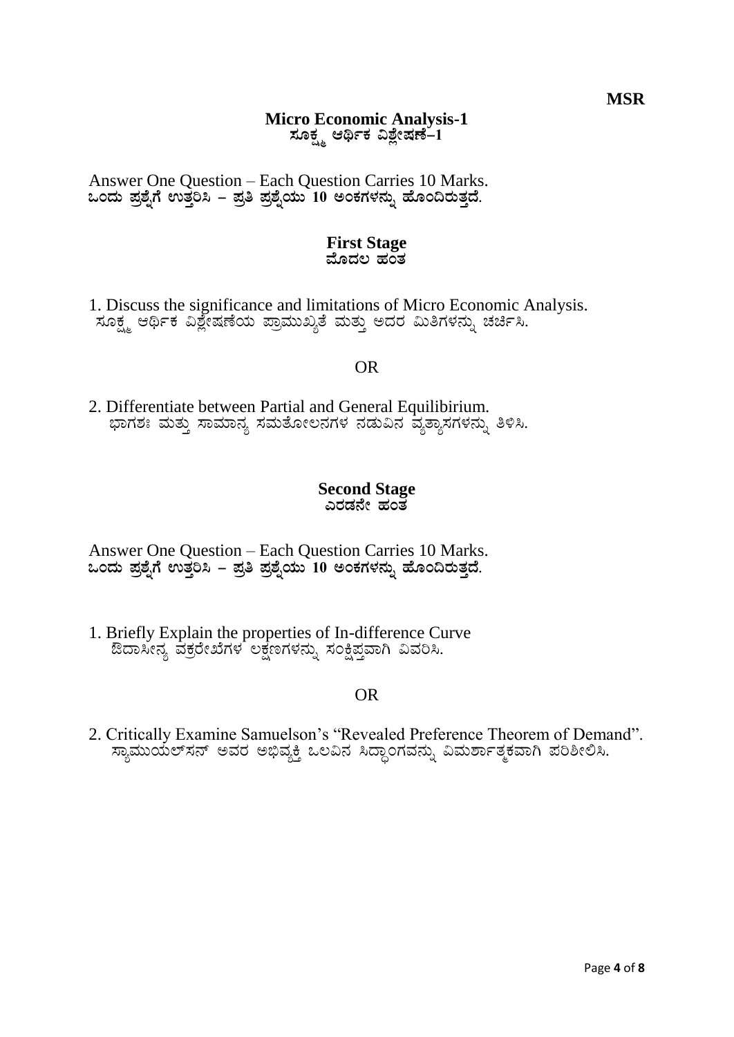**MSR**

# Micro Economic Analysis-1
# ಸೂಕ್ಷ್ಮ ಆರ್ಥಿಕ ವಿಶ್ಲೇಷಣೆ–1

Answer One Question – Each Question Carries 10 Marks.
**ಒಂದು ಪ್ರಶ್ನೆಗೆ ಉತ್ತರಿಸಿ – ಪ್ರತಿ ಪ್ರಶ್ನೆಯು 10 ಅಂಕಗಳನ್ನು ಹೊಂದಿರುತ್ತದೆ.**

## First Stage
## ಮೊದಲ ಹಂತ

1. Discuss the significance and limitations of Micro Economic Analysis.
   ಸೂಕ್ಷ್ಮ ಆರ್ಥಿಕ ವಿಶ್ಲೇಷಣೆಯ ಪ್ರಾಮುಖ್ಯತೆ ಮತ್ತು ಅದರ ಮಿತಿಗಳನ್ನು ಚರ್ಚಿಸಿ.

OR

2. Differentiate between Partial and General Equilibirium.
   ಭಾಗಶಃ ಮತ್ತು ಸಾಮಾನ್ಯ ಸಮತೋಲನಗಳ ನಡುವಿನ ವ್ಯತ್ಯಾಸಗಳನ್ನು ತಿಳಿಸಿ.

## Second Stage
## ಎರಡನೇ ಹಂತ

Answer One Question – Each Question Carries 10 Marks.
**ಒಂದು ಪ್ರಶ್ನೆಗೆ ಉತ್ತರಿಸಿ – ಪ್ರತಿ ಪ್ರಶ್ನೆಯು 10 ಅಂಕಗಳನ್ನು ಹೊಂದಿರುತ್ತದೆ.**

1. Briefly Explain the properties of In-difference Curve
   ಔದಾಸೀನ್ಯ ವಕ್ರರೇಖೆಗಳ ಲಕ್ಷಣಗಳನ್ನು ಸಂಕ್ಷಿಪ್ತವಾಗಿ ವಿವರಿಸಿ.

OR

2. Critically Examine Samuelson's "Revealed Preference Theorem of Demand".
   ಸ್ಯಾಮುಯಲ್‌ಸನ್ ಅವರ ಅಭಿವ್ಯಕ್ತಿ ಒಲವಿನ ಸಿದ್ಧಾಂಗವನ್ನು ವಿಮರ್ಶಾತ್ಮಕವಾಗಿ ಪರಿಶೀಲಿಸಿ.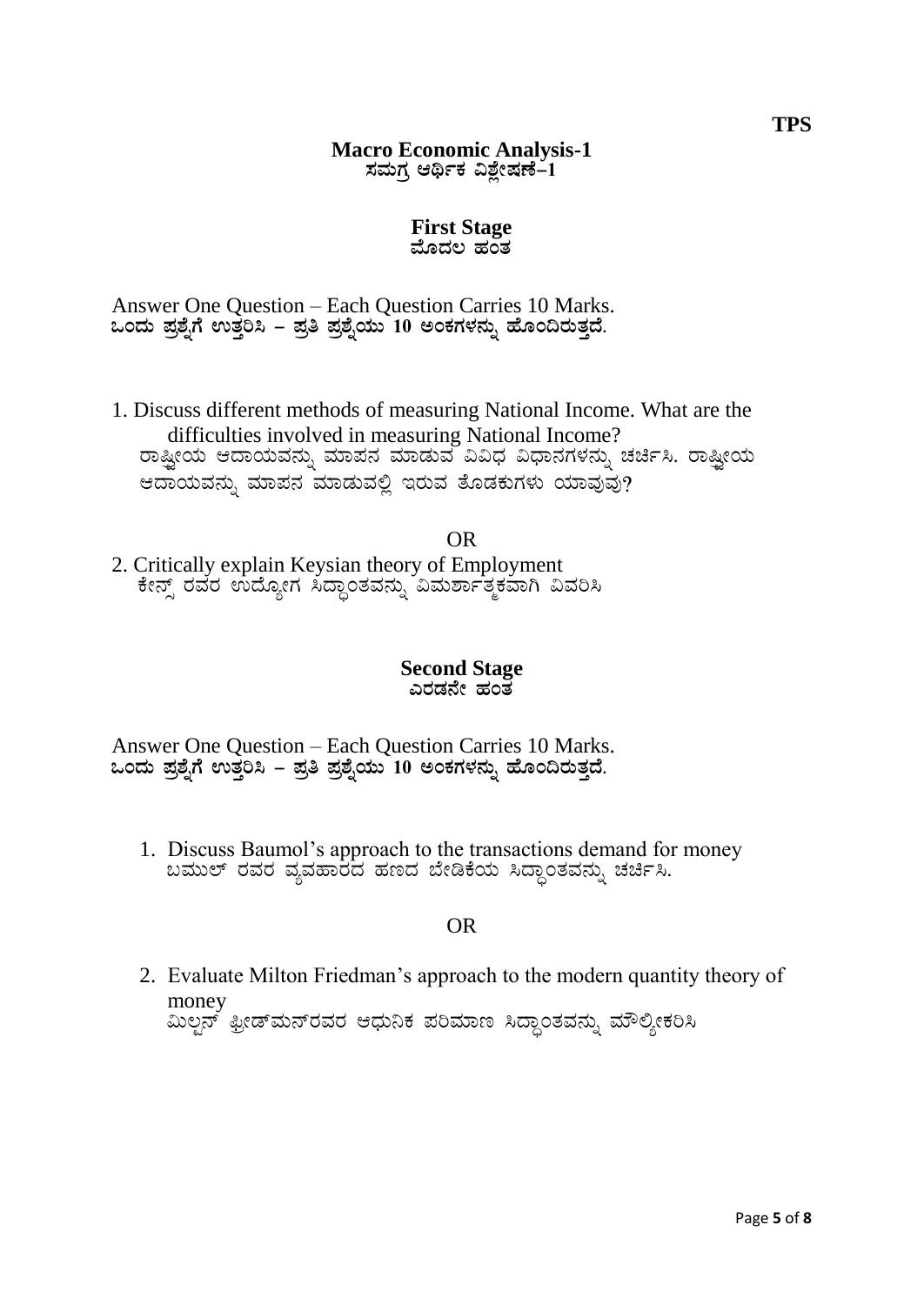**TPS**

# Macro Economic Analysis-1
## ಸಮಗ್ರ ಆರ್ಥಿಕ ವಿಶ್ಲೇಷಣೆ–1

### First Stage
### ಮೊದಲ ಹಂತ

Answer One Question – Each Question Carries 10 Marks.
**ಒಂದು ಪ್ರಶ್ನೆಗೆ ಉತ್ತರಿಸಿ – ಪ್ರತಿ ಪ್ರಶ್ನೆಯು 10 ಅಂಕಗಳನ್ನು ಹೊಂದಿರುತ್ತದೆ.**

1. Discuss different methods of measuring National Income. What are the difficulties involved in measuring National Income?
   ರಾಷ್ಟ್ರೀಯ ಆದಾಯವನ್ನು ಮಾಪನ ಮಾಡುವ ವಿವಿಧ ವಿಧಾನಗಳನ್ನು ಚರ್ಚಿಸಿ. ರಾಷ್ಟ್ರೀಯ ಆದಾಯವನ್ನು ಮಾಪನ ಮಾಡುವಲ್ಲಿ ಇರುವ ತೊಡಕುಗಳು ಯಾವುವು?

OR

2. Critically explain Keysian theory of Employment
   ಕೇನ್ಸ್ ರವರ ಉದ್ಯೋಗ ಸಿದ್ಧಾಂತವನ್ನು ವಿಮರ್ಶಾತ್ಮಕವಾಗಿ ವಿವರಿಸಿ

### Second Stage
### ಎರಡನೇ ಹಂತ

Answer One Question – Each Question Carries 10 Marks.
**ಒಂದು ಪ್ರಶ್ನೆಗೆ ಉತ್ತರಿಸಿ – ಪ್ರತಿ ಪ್ರಶ್ನೆಯು 10 ಅಂಕಗಳನ್ನು ಹೊಂದಿರುತ್ತದೆ.**

1. Discuss Baumol's approach to the transactions demand for money
   ಬಮುಲ್ ರವರ ವ್ಯವಹಾರದ ಹಣದ ಬೇಡಿಕೆಯ ಸಿದ್ಧಾಂತವನ್ನು ಚರ್ಚಿಸಿ.

OR

2. Evaluate Milton Friedman's approach to the modern quantity theory of money
   ಮಿಲ್ಟನ್ ಫ್ರೀಡ್‌ಮನ್‌ರವರ ಆಧುನಿಕ ಪರಿಮಾಣ ಸಿದ್ಧಾಂತವನ್ನು ಮೌಲ್ಯೀಕರಿಸಿ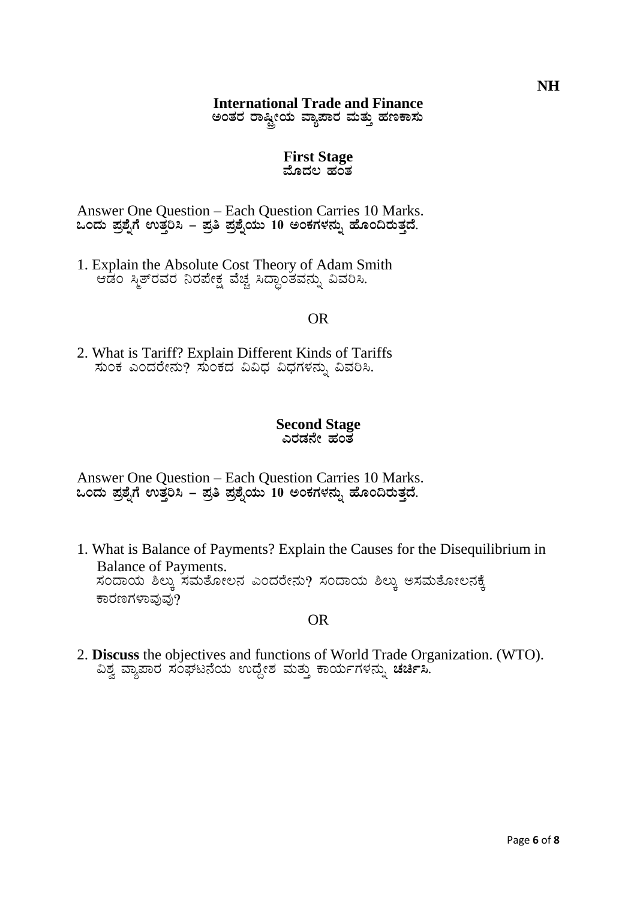NH

# International Trade and Finance
# ಅಂತರ ರಾಷ್ಟ್ರೀಯ ವ್ಯಾಪಾರ ಮತ್ತು ಹಣಕಾಸು

## First Stage
## ಮೊದಲ ಹಂತ

Answer One Question – Each Question Carries 10 Marks.
**ಒಂದು ಪ್ರಶ್ನೆಗೆ ಉತ್ತರಿಸಿ – ಪ್ರತಿ ಪ್ರಶ್ನೆಯು 10 ಅಂಕಗಳನ್ನು ಹೊಂದಿರುತ್ತದೆ.**

1. Explain the Absolute Cost Theory of Adam Smith
   ಆಡಂ ಸ್ಮಿತ್‌ರವರ ನಿರಪೇಕ್ಷ ವೆಚ್ಚ ಸಿದ್ಧಾಂತವನ್ನು ವಿವರಿಸಿ.

OR

2. What is Tariff? Explain Different Kinds of Tariffs
   ಸುಂಕ ಎಂದರೇನು? ಸುಂಕದ ವಿವಿಧ ವಿಧಗಳನ್ನು ವಿವರಿಸಿ.

## Second Stage
## ಎರಡನೇ ಹಂತ

Answer One Question – Each Question Carries 10 Marks.
**ಒಂದು ಪ್ರಶ್ನೆಗೆ ಉತ್ತರಿಸಿ – ಪ್ರತಿ ಪ್ರಶ್ನೆಯು 10 ಅಂಕಗಳನ್ನು ಹೊಂದಿರುತ್ತದೆ.**

1. What is Balance of Payments? Explain the Causes for the Disequilibrium in Balance of Payments.
   ಸಂದಾಯ ಶಿಲ್ಕು ಸಮತೋಲನ ಎಂದರೇನು? ಸಂದಾಯ ಶಿಲ್ಕು ಅಸಮತೋಲನಕ್ಕೆ ಕಾರಣಗಳಾವುವು?

OR

2. **Discuss** the objectives and functions of World Trade Organization. (WTO).
   ವಿಶ್ವ ವ್ಯಾಪಾರ ಸಂಘಟನೆಯ ಉದ್ದೇಶ ಮತ್ತು ಕಾರ್ಯಗಳನ್ನು **ಚರ್ಚಿಸಿ.**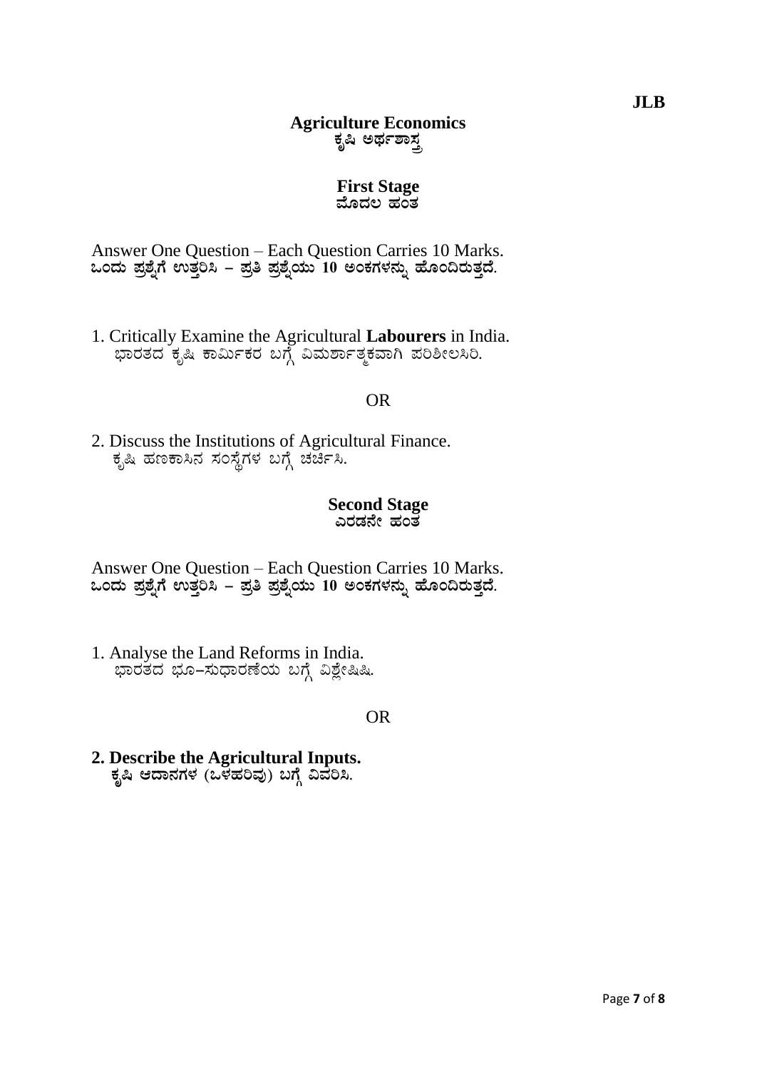JLB

# Agriculture Economics
# ಕೃಷಿ ಅರ್ಥಶಾಸ್ತ್ರ

## First Stage
## ಮೊದಲ ಹಂತ

Answer One Question – Each Question Carries 10 Marks.
**ಒಂದು ಪ್ರಶ್ನೆಗೆ ಉತ್ತರಿಸಿ – ಪ್ರತಿ ಪ್ರಶ್ನೆಯು 10 ಅಂಕಗಳನ್ನು ಹೊಂದಿರುತ್ತದೆ.**

1. Critically Examine the Agricultural **Labourers** in India.
   ಭಾರತದ ಕೃಷಿ ಕಾರ್ಮಿಕರ ಬಗ್ಗೆ ವಿಮರ್ಶಾತ್ಮಕವಾಗಿ ಪರಿಶೀಲಸಿರಿ.

OR

2. Discuss the Institutions of Agricultural Finance.
   ಕೃಷಿ ಹಣಕಾಸಿನ ಸಂಸ್ಥೆಗಳ ಬಗ್ಗೆ ಚರ್ಚಿಸಿ.

## Second Stage
## ಎರಡನೇ ಹಂತ

Answer One Question – Each Question Carries 10 Marks.
**ಒಂದು ಪ್ರಶ್ನೆಗೆ ಉತ್ತರಿಸಿ – ಪ್ರತಿ ಪ್ರಶ್ನೆಯು 10 ಅಂಕಗಳನ್ನು ಹೊಂದಿರುತ್ತದೆ.**

1. Analyse the Land Reforms in India.
   ಭಾರತದ ಭೂ–ಸುಧಾರಣೆಯ ಬಗ್ಗೆ ವಿಶ್ಲೇಷಿಷಿ.

OR

2. **Describe the Agricultural Inputs.**
   **ಕೃಷಿ ಆದಾನಗಳ (ಒಳಹರಿವು) ಬಗ್ಗೆ ವಿವರಿಸಿ.**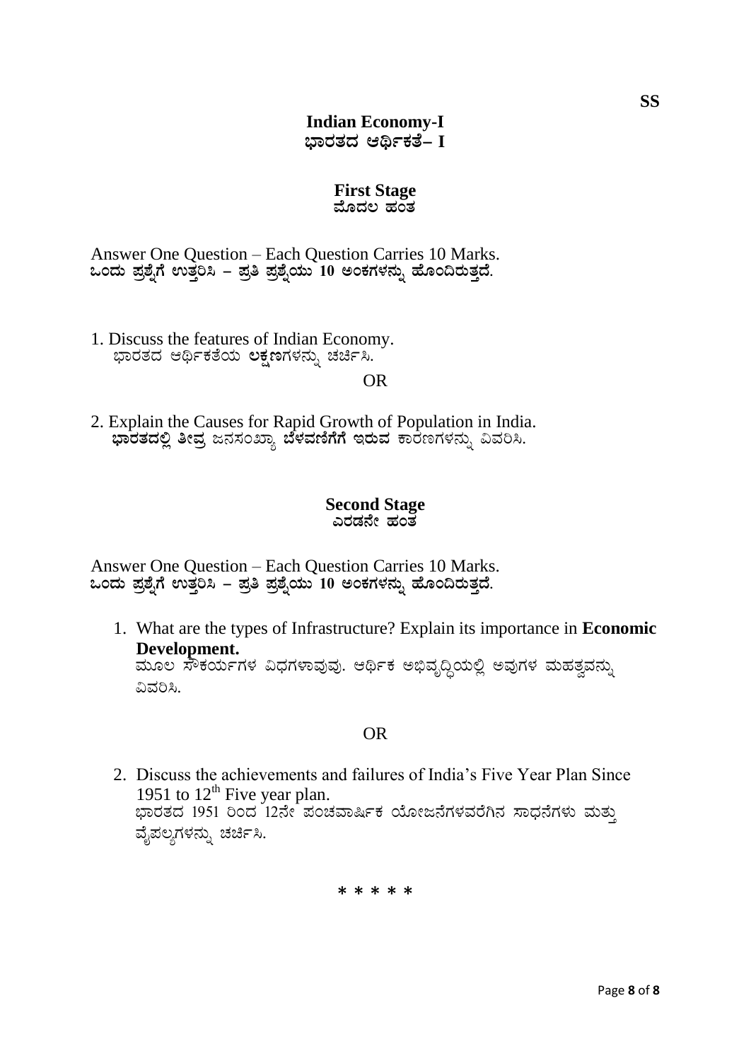SS

# Indian Economy-I
# ಭಾರತದ ಆರ್ಥಿಕತೆ– I

## First Stage
## ಮೊದಲ ಹಂತ

Answer One Question – Each Question Carries 10 Marks.
**ಒಂದು ಪ್ರಶ್ನೆಗೆ ಉತ್ತರಿಸಿ – ಪ್ರತಿ ಪ್ರಶ್ನೆಯು 10 ಅಂಕಗಳನ್ನು ಹೊಂದಿರುತ್ತದೆ.**

1. Discuss the features of Indian Economy.
   ಭಾರತದ ಆರ್ಥಿಕತೆಯ **ಲಕ್ಷಣಗಳನ್ನು** ಚರ್ಚಿಸಿ.

OR

2. Explain the Causes for Rapid Growth of Population in India.
   **ಭಾರತದಲ್ಲಿ** ತೀವ್ರ ಜನಸಂಖ್ಯಾ **ಬೆಳವಣಿಗೆಗೆ** ಇರುವ ಕಾರಣಗಳನ್ನು ವಿವರಿಸಿ.

## Second Stage
## ಎರಡನೇ ಹಂತ

Answer One Question – Each Question Carries 10 Marks.
**ಒಂದು ಪ್ರಶ್ನೆಗೆ ಉತ್ತರಿಸಿ – ಪ್ರತಿ ಪ್ರಶ್ನೆಯು 10 ಅಂಕಗಳನ್ನು ಹೊಂದಿರುತ್ತದೆ.**

1. What are the types of Infrastructure? Explain its importance in **Economic Development.**
   ಮೂಲ ಸೌಕರ್ಯಗಳ ವಿಧಗಳಾವುವು. ಆರ್ಥಿಕ ಅಭಿವೃದ್ಧಿಯಲ್ಲಿ ಅವುಗಳ ಮಹತ್ವವನ್ನು ವಿವರಿಸಿ.

OR

2. Discuss the achievements and failures of India's Five Year Plan Since 1951 to 12th Five year plan.
   ಭಾರತದ 1951 ರಿಂದ 12ನೇ ಪಂಚವಾರ್ಷಿಕ ಯೋಜನೆಗಳವರೆಗಿನ ಸಾಧನೆಗಳು ಮತ್ತು ವೈಫಲ್ಯಗಳನ್ನು ಚರ್ಚಿಸಿ.

\* \* \* \* \*